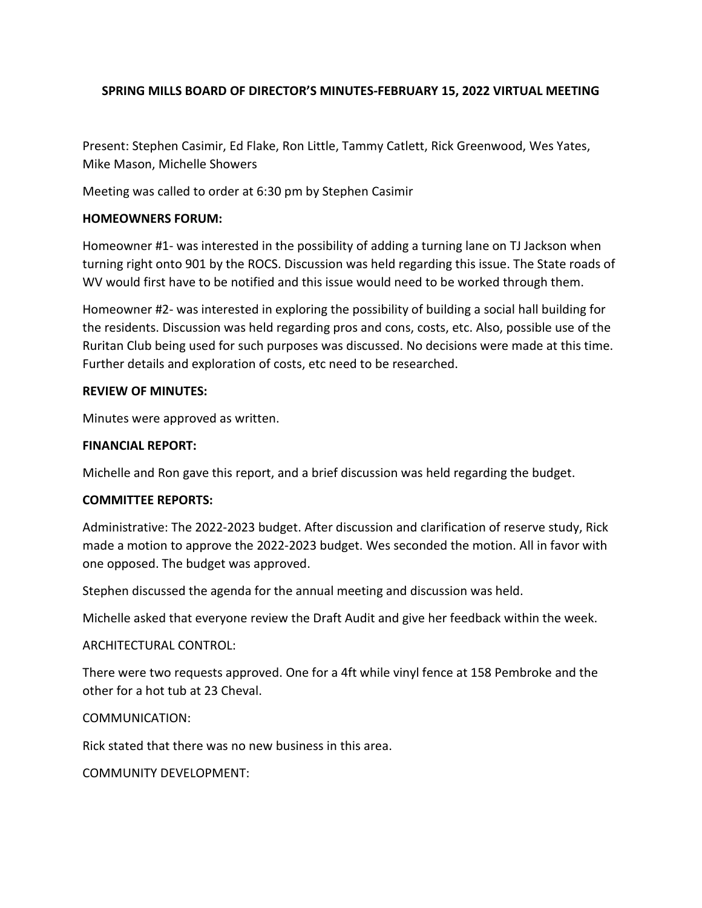# SPRING MILLS BOARD OF DIRECTOR'S MINUTES-FEBRUARY 15, 2022 VIRTUAL MEETING

Present: Stephen Casimir, Ed Flake, Ron Little, Tammy Catlett, Rick Greenwood, Wes Yates, Mike Mason, Michelle Showers

Meeting was called to order at 6:30 pm by Stephen Casimir

**HOMEOWNERS FORUM:**

Homeowner #1- was interested in the possibility of adding a turning lane on TJ Jackson when turning right onto 901 by the ROCS. Discussion was held regarding this issue. The State roads of WV would first have to be notified and this issue would need to be worked through them.

Homeowner #2- was interested in exploring the possibility of building a social hall building for the residents. Discussion was held regarding pros and cons, costs, etc. Also, possible use of the Ruritan Club being used for such purposes was discussed. No decisions were made at this time. Further details and exploration of costs, etc need to be researched.

**REVIEW OF MINUTES:**

Minutes were approved as written.

**FINANCIAL REPORT:**

Michelle and Ron gave this report, and a brief discussion was held regarding the budget.

**COMMITTEE REPORTS:**

Administrative: The 2022-2023 budget. After discussion and clarification of reserve study, Rick made a motion to approve the 2022-2023 budget. Wes seconded the motion. All in favor with one opposed. The budget was approved.

Stephen discussed the agenda for the annual meeting and discussion was held.

Michelle asked that everyone review the Draft Audit and give her feedback within the week.

ARCHITECTURAL CONTROL:

There were two requests approved. One for a 4ft while vinyl fence at 158 Pembroke and the other for a hot tub at 23 Cheval.

COMMUNICATION:

Rick stated that there was no new business in this area.

COMMUNITY DEVELOPMENT: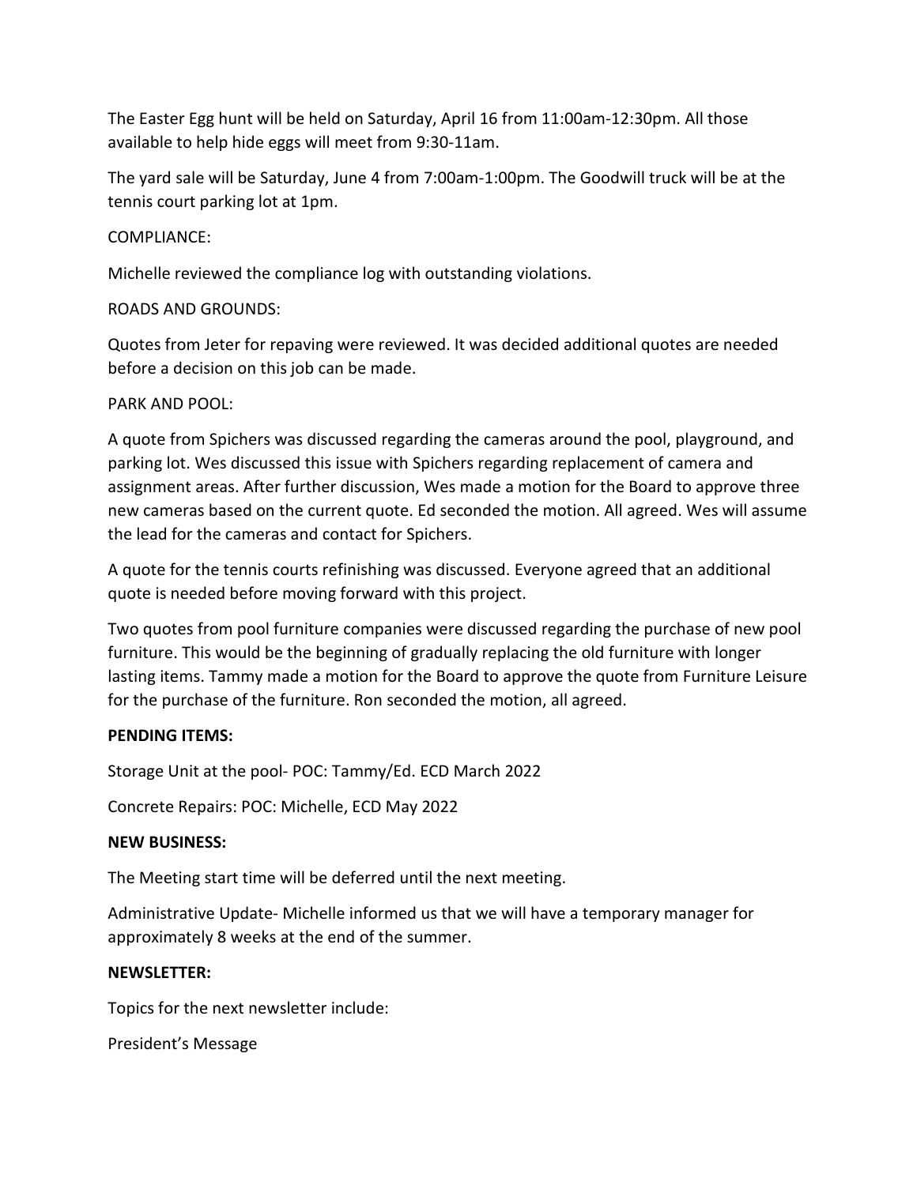The Easter Egg hunt will be held on Saturday, April 16 from 11:00am-12:30pm. All those available to help hide eggs will meet from 9:30-11am.

The yard sale will be Saturday, June 4 from 7:00am-1:00pm. The Goodwill truck will be at the tennis court parking lot at 1pm.

COMPLIANCE:

Michelle reviewed the compliance log with outstanding violations.

ROADS AND GROUNDS:

Quotes from Jeter for repaving were reviewed. It was decided additional quotes are needed before a decision on this job can be made.

PARK AND POOL:

A quote from Spichers was discussed regarding the cameras around the pool, playground, and parking lot. Wes discussed this issue with Spichers regarding replacement of camera and assignment areas. After further discussion, Wes made a motion for the Board to approve three new cameras based on the current quote. Ed seconded the motion. All agreed. Wes will assume the lead for the cameras and contact for Spichers.

A quote for the tennis courts refinishing was discussed. Everyone agreed that an additional quote is needed before moving forward with this project.

Two quotes from pool furniture companies were discussed regarding the purchase of new pool furniture. This would be the beginning of gradually replacing the old furniture with longer lasting items. Tammy made a motion for the Board to approve the quote from Furniture Leisure for the purchase of the furniture. Ron seconded the motion, all agreed.

**PENDING ITEMS:**

Storage Unit at the pool- POC: Tammy/Ed. ECD March 2022

Concrete Repairs: POC: Michelle, ECD May 2022

**NEW BUSINESS:**

The Meeting start time will be deferred until the next meeting.

Administrative Update- Michelle informed us that we will have a temporary manager for approximately 8 weeks at the end of the summer.

**NEWSLETTER:**

Topics for the next newsletter include:

President's Message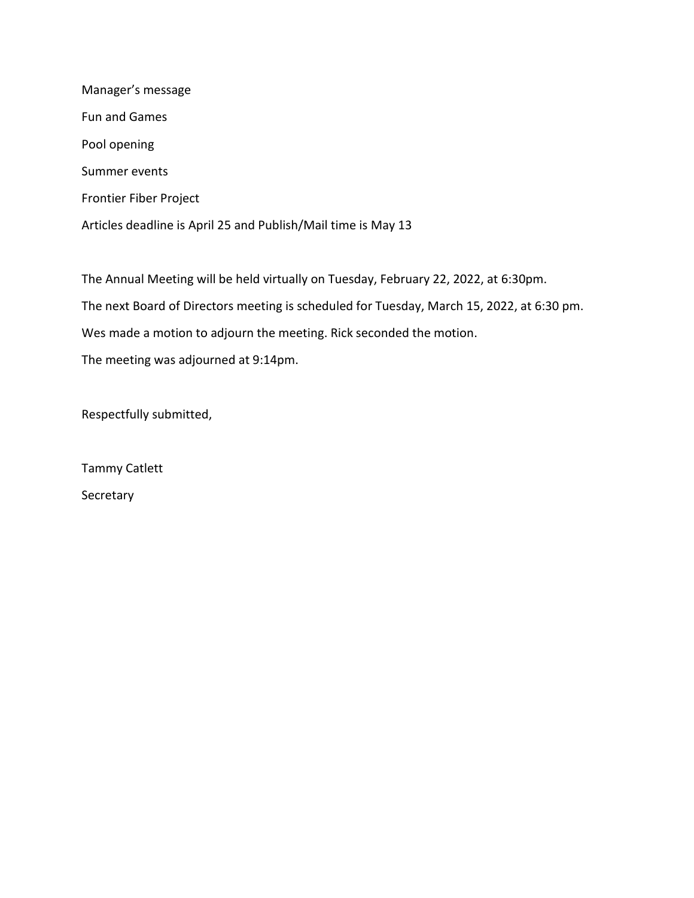Manager's message

Fun and Games

Pool opening

Summer events

Frontier Fiber Project

Articles deadline is April 25 and Publish/Mail time is May 13

The Annual Meeting will be held virtually on Tuesday, February 22, 2022, at 6:30pm.

The next Board of Directors meeting is scheduled for Tuesday, March 15, 2022, at 6:30 pm.

Wes made a motion to adjourn the meeting. Rick seconded the motion.

The meeting was adjourned at 9:14pm.

Respectfully submitted,

Tammy Catlett

Secretary